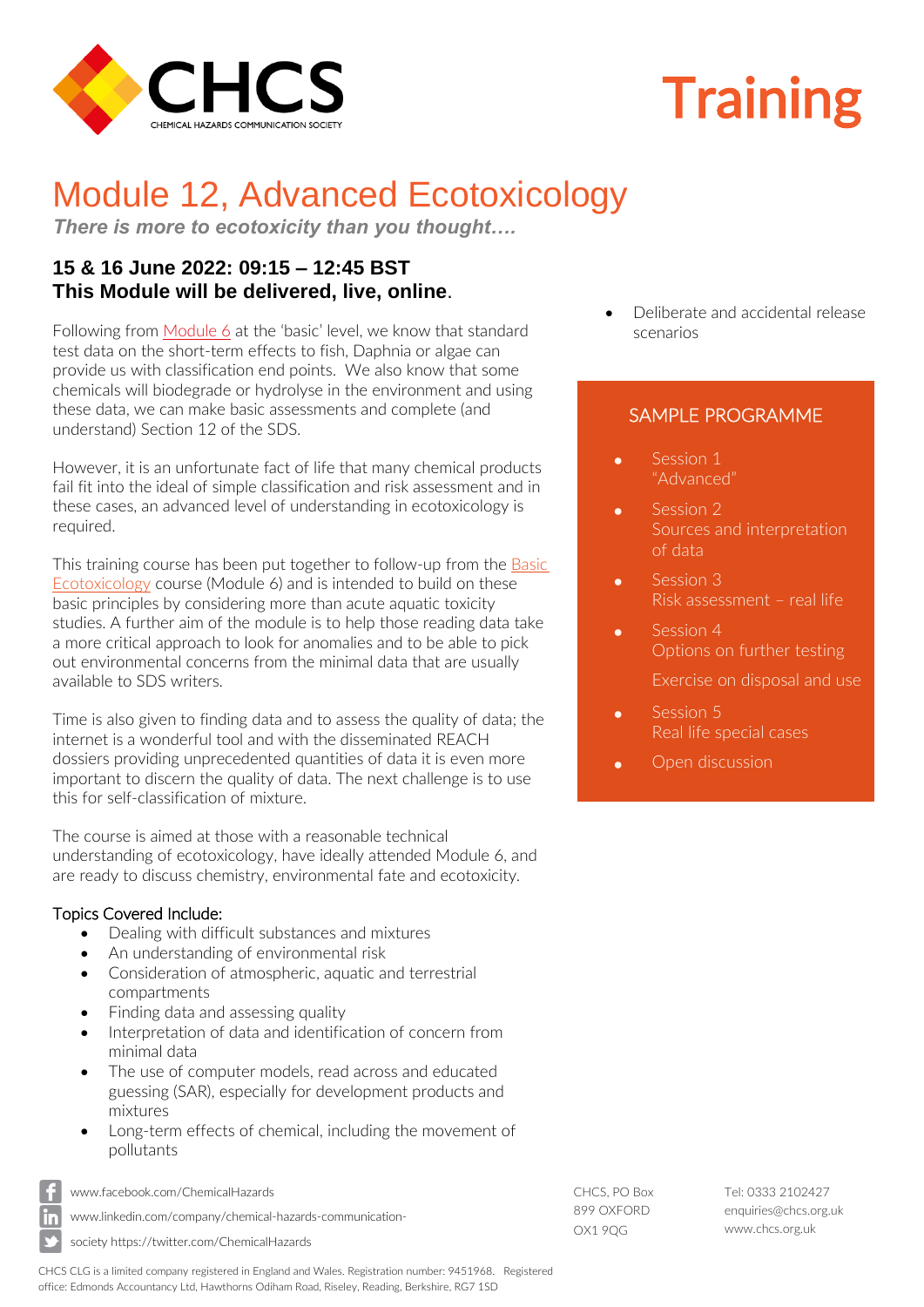CHCS
CHEMICAL HAZARDS COMMUNICATION SOCIETY

**Training**

# Module 12, Advanced Ecotoxicology

***There is more to ecotoxicity than you thought….***

### 15 & 16 June 2022: 09:15 – 12:45 BST
### This Module will be delivered, live, online.

Following from Module 6 at the 'basic' level, we know that standard test data on the short-term effects to fish, Daphnia or algae can provide us with classification end points. We also know that some chemicals will biodegrade or hydrolyse in the environment and using these data, we can make basic assessments and complete (and understand) Section 12 of the SDS.

However, it is an unfortunate fact of life that many chemical products fail fit into the ideal of simple classification and risk assessment and in these cases, an advanced level of understanding in ecotoxicology is required.

This training course has been put together to follow-up from the Basic Ecotoxicology course (Module 6) and is intended to build on these basic principles by considering more than acute aquatic toxicity studies. A further aim of the module is to help those reading data take a more critical approach to look for anomalies and to be able to pick out environmental concerns from the minimal data that are usually available to SDS writers.

Time is also given to finding data and to assess the quality of data; the internet is a wonderful tool and with the disseminated REACH dossiers providing unprecedented quantities of data it is even more important to discern the quality of data. The next challenge is to use this for self-classification of mixture.

The course is aimed at those with a reasonable technical understanding of ecotoxicology, have ideally attended Module 6, and are ready to discuss chemistry, environmental fate and ecotoxicity.

Topics Covered Include:

- Dealing with difficult substances and mixtures
- An understanding of environmental risk
- Consideration of atmospheric, aquatic and terrestrial compartments
- Finding data and assessing quality
- Interpretation of data and identification of concern from minimal data
- The use of computer models, read across and educated guessing (SAR), especially for development products and mixtures
- Long-term effects of chemical, including the movement of pollutants
- Deliberate and accidental release scenarios

## SAMPLE PROGRAMME

- Session 1
  "Advanced"
- Session 2
  Sources and interpretation of data
- Session 3
  Risk assessment – real life
- Session 4
  Options on further testing
  
  Exercise on disposal and use
- Session 5
  Real life special cases
- Open discussion

www.facebook.com/ChemicalHazards
www.linkedin.com/company/chemical-hazards-communication-society https://twitter.com/ChemicalHazards

CHCS, PO Box 899 OXFORD OX1 9QG

Tel: 0333 2102427
enquiries@chcs.org.uk
www.chcs.org.uk

CHCS CLG is a limited company registered in England and Wales. Registration number: 9451968. Registered office: Edmonds Accountancy Ltd, Hawthorns Odiham Road, Riseley, Reading, Berkshire, RG7 1SD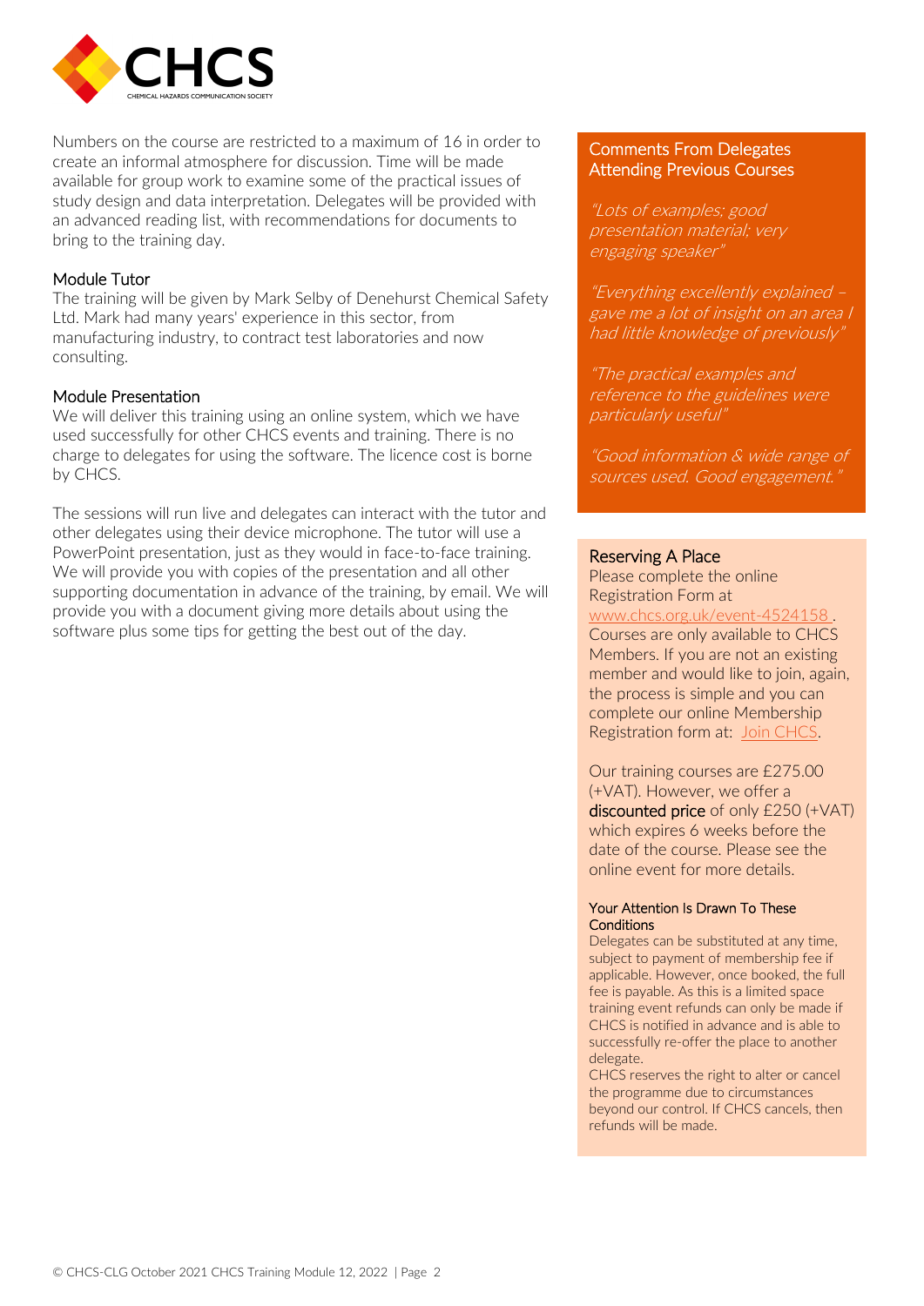Numbers on the course are restricted to a maximum of 16 in order to create an informal atmosphere for discussion. Time will be made available for group work to examine some of the practical issues of study design and data interpretation. Delegates will be provided with an advanced reading list, with recommendations for documents to bring to the training day.

## Module Tutor

The training will be given by Mark Selby of Denehurst Chemical Safety Ltd. Mark had many years' experience in this sector, from manufacturing industry, to contract test laboratories and now consulting.

## Module Presentation

We will deliver this training using an online system, which we have used successfully for other CHCS events and training. There is no charge to delegates for using the software. The licence cost is borne by CHCS.

The sessions will run live and delegates can interact with the tutor and other delegates using their device microphone. The tutor will use a PowerPoint presentation, just as they would in face-to-face training. We will provide you with copies of the presentation and all other supporting documentation in advance of the training, by email. We will provide you with a document giving more details about using the software plus some tips for getting the best out of the day.

## Comments From Delegates Attending Previous Courses

*"Lots of examples; good presentation material; very engaging speaker"*

*"Everything excellently explained – gave me a lot of insight on an area I had little knowledge of previously"*

*"The practical examples and reference to the guidelines were particularly useful"*

*"Good information & wide range of sources used. Good engagement."*

## Reserving A Place

Please complete the online Registration Form at www.chcs.org.uk/event-4524158 . Courses are only available to CHCS Members. If you are not an existing member and would like to join, again, the process is simple and you can complete our online Membership Registration form at: Join CHCS.

Our training courses are £275.00 (+VAT). However, we offer a discounted price of only £250 (+VAT) which expires 6 weeks before the date of the course. Please see the online event for more details.

### Your Attention Is Drawn To These Conditions

Delegates can be substituted at any time, subject to payment of membership fee if applicable. However, once booked, the full fee is payable. As this is a limited space training event refunds can only be made if CHCS is notified in advance and is able to successfully re-offer the place to another delegate.

CHCS reserves the right to alter or cancel the programme due to circumstances beyond our control. If CHCS cancels, then refunds will be made.